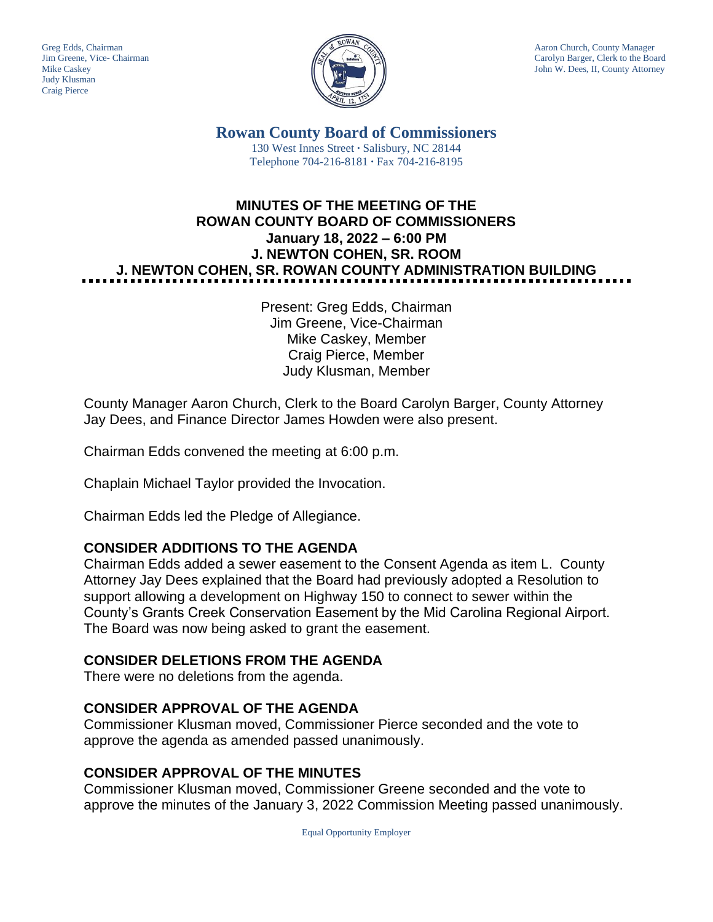Greg Edds, Chairman
Jim Greene, Vice- Chairman
Mike Caskey
Judy Klusman
Craig Pierce

Aaron Church, County Manager
Carolyn Barger, Clerk to the Board
John W. Dees, II, County Attorney

# Rowan County Board of Commissioners

130 West Innes Street · Salisbury, NC 28144
Telephone 704-216-8181 · Fax 704-216-8195

## MINUTES OF THE MEETING OF THE ROWAN COUNTY BOARD OF COMMISSIONERS
## January 18, 2022 – 6:00 PM
## J. NEWTON COHEN, SR. ROOM
## J. NEWTON COHEN, SR. ROWAN COUNTY ADMINISTRATION BUILDING

Present: Greg Edds, Chairman
Jim Greene, Vice-Chairman
Mike Caskey, Member
Craig Pierce, Member
Judy Klusman, Member

County Manager Aaron Church, Clerk to the Board Carolyn Barger, County Attorney Jay Dees, and Finance Director James Howden were also present.

Chairman Edds convened the meeting at 6:00 p.m.

Chaplain Michael Taylor provided the Invocation.

Chairman Edds led the Pledge of Allegiance.

### CONSIDER ADDITIONS TO THE AGENDA

Chairman Edds added a sewer easement to the Consent Agenda as item L. County Attorney Jay Dees explained that the Board had previously adopted a Resolution to support allowing a development on Highway 150 to connect to sewer within the County's Grants Creek Conservation Easement by the Mid Carolina Regional Airport. The Board was now being asked to grant the easement.

### CONSIDER DELETIONS FROM THE AGENDA

There were no deletions from the agenda.

### CONSIDER APPROVAL OF THE AGENDA

Commissioner Klusman moved, Commissioner Pierce seconded and the vote to approve the agenda as amended passed unanimously.

### CONSIDER APPROVAL OF THE MINUTES

Commissioner Klusman moved, Commissioner Greene seconded and the vote to approve the minutes of the January 3, 2022 Commission Meeting passed unanimously.

Equal Opportunity Employer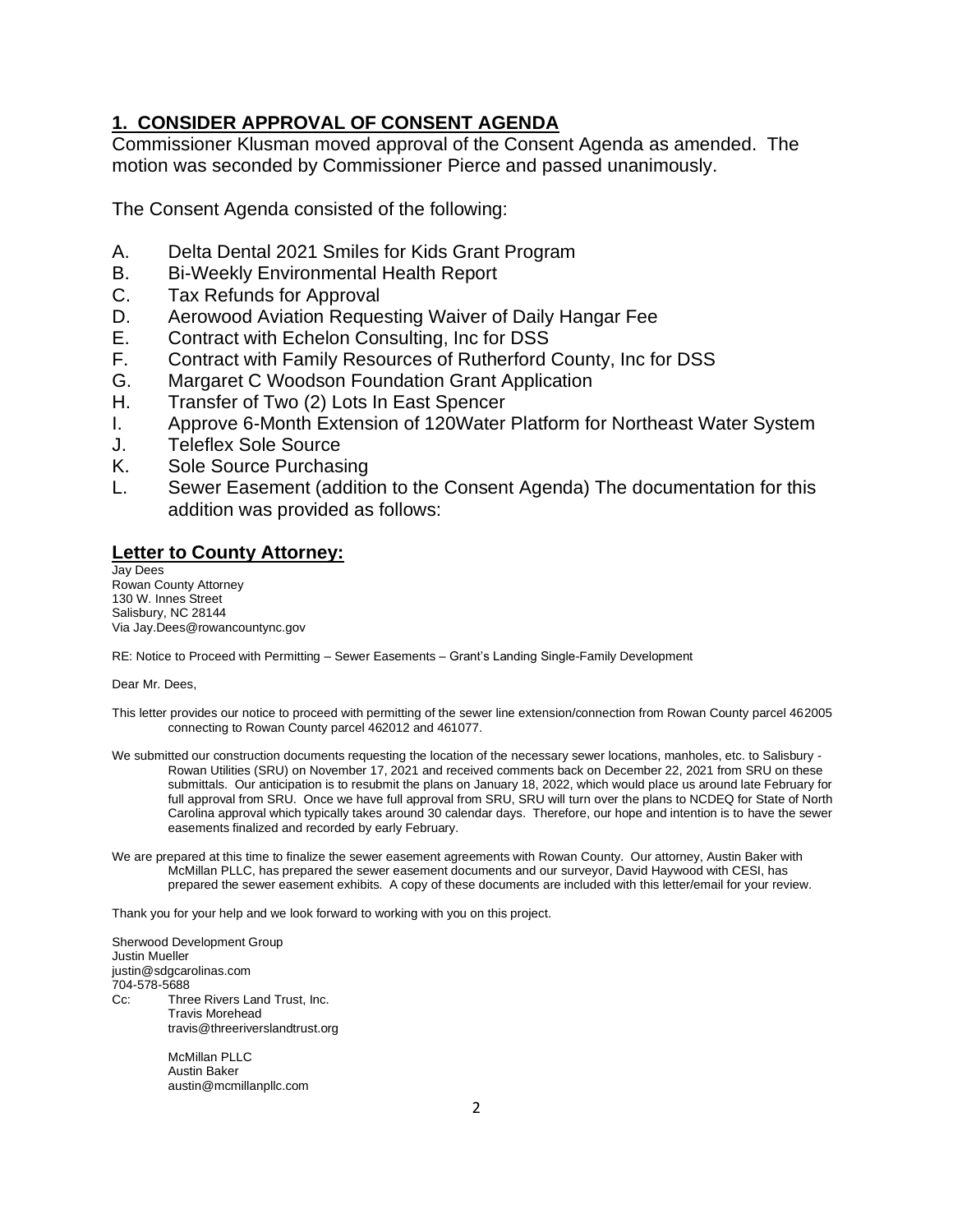## 1. CONSIDER APPROVAL OF CONSENT AGENDA

Commissioner Klusman moved approval of the Consent Agenda as amended. The motion was seconded by Commissioner Pierce and passed unanimously.

The Consent Agenda consisted of the following:

A. Delta Dental 2021 Smiles for Kids Grant Program
B. Bi-Weekly Environmental Health Report
C. Tax Refunds for Approval
D. Aerowood Aviation Requesting Waiver of Daily Hangar Fee
E. Contract with Echelon Consulting, Inc for DSS
F. Contract with Family Resources of Rutherford County, Inc for DSS
G. Margaret C Woodson Foundation Grant Application
H. Transfer of Two (2) Lots In East Spencer
I. Approve 6-Month Extension of 120Water Platform for Northeast Water System
J. Teleflex Sole Source
K. Sole Source Purchasing
L. Sewer Easement (addition to the Consent Agenda) The documentation for this addition was provided as follows:

### Letter to County Attorney:

Jay Dees
Rowan County Attorney
130 W. Innes Street
Salisbury, NC 28144
Via Jay.Dees@rowancountync.gov

RE: Notice to Proceed with Permitting – Sewer Easements – Grant's Landing Single-Family Development

Dear Mr. Dees,

This letter provides our notice to proceed with permitting of the sewer line extension/connection from Rowan County parcel 462005 connecting to Rowan County parcel 462012 and 461077.

We submitted our construction documents requesting the location of the necessary sewer locations, manholes, etc. to Salisbury - Rowan Utilities (SRU) on November 17, 2021 and received comments back on December 22, 2021 from SRU on these submittals. Our anticipation is to resubmit the plans on January 18, 2022, which would place us around late February for full approval from SRU. Once we have full approval from SRU, SRU will turn over the plans to NCDEQ for State of North Carolina approval which typically takes around 30 calendar days. Therefore, our hope and intention is to have the sewer easements finalized and recorded by early February.

We are prepared at this time to finalize the sewer easement agreements with Rowan County. Our attorney, Austin Baker with McMillan PLLC, has prepared the sewer easement documents and our surveyor, David Haywood with CESI, has prepared the sewer easement exhibits. A copy of these documents are included with this letter/email for your review.

Thank you for your help and we look forward to working with you on this project.

Sherwood Development Group
Justin Mueller
justin@sdgcarolinas.com
704-578-5688

Cc: Three Rivers Land Trust, Inc.
Travis Morehead
travis@threeriverslandtrust.org

McMillan PLLC
Austin Baker
austin@mcmillanpllc.com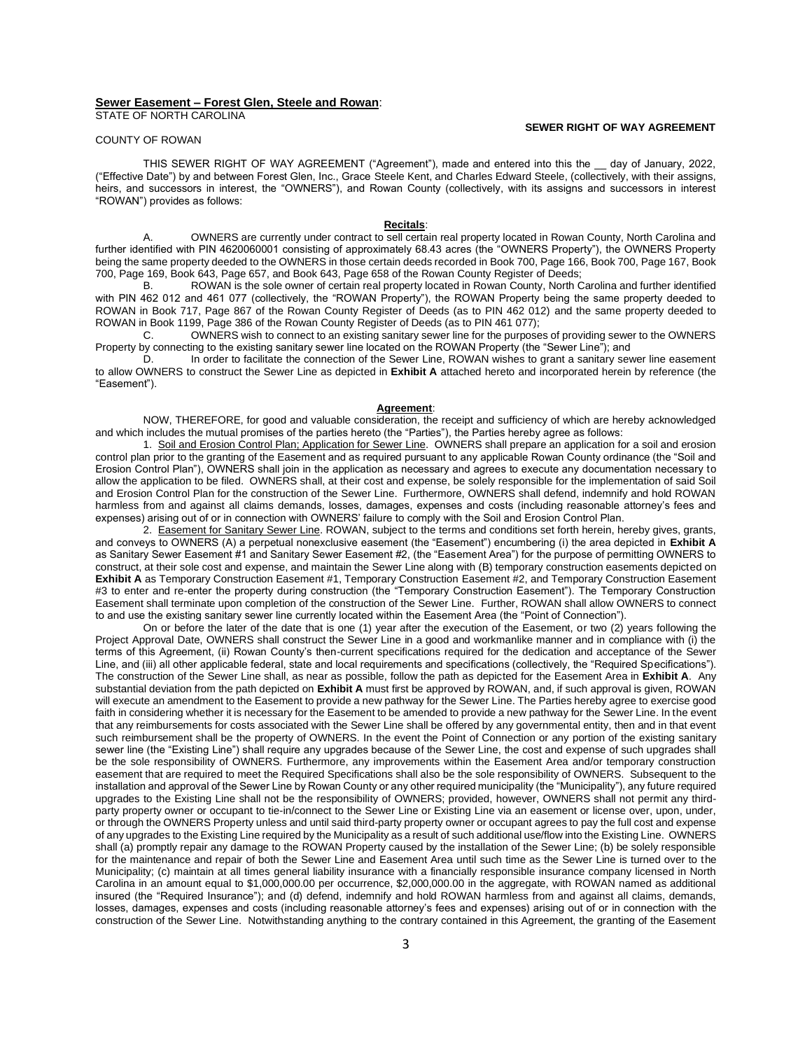**<u>Sewer Easement – Forest Glen, Steele and Rowan</u>**:

STATE OF NORTH CAROLINA

**SEWER RIGHT OF WAY AGREEMENT**

COUNTY OF ROWAN

THIS SEWER RIGHT OF WAY AGREEMENT ("Agreement"), made and entered into this the __ day of January, 2022, ("Effective Date") by and between Forest Glen, Inc., Grace Steele Kent, and Charles Edward Steele, (collectively, with their assigns, heirs, and successors in interest, the "OWNERS"), and Rowan County (collectively, with its assigns and successors in interest "ROWAN") provides as follows:

**<u>Recitals</u>**:

A. OWNERS are currently under contract to sell certain real property located in Rowan County, North Carolina and further identified with PIN 4620060001 consisting of approximately 68.43 acres (the "OWNERS Property"), the OWNERS Property being the same property deeded to the OWNERS in those certain deeds recorded in Book 700, Page 166, Book 700, Page 167, Book 700, Page 169, Book 643, Page 657, and Book 643, Page 658 of the Rowan County Register of Deeds;

B. ROWAN is the sole owner of certain real property located in Rowan County, North Carolina and further identified with PIN 462 012 and 461 077 (collectively, the "ROWAN Property"), the ROWAN Property being the same property deeded to ROWAN in Book 717, Page 867 of the Rowan County Register of Deeds (as to PIN 462 012) and the same property deeded to ROWAN in Book 1199, Page 386 of the Rowan County Register of Deeds (as to PIN 461 077);

C. OWNERS wish to connect to an existing sanitary sewer line for the purposes of providing sewer to the OWNERS Property by connecting to the existing sanitary sewer line located on the ROWAN Property (the "Sewer Line"); and

D. In order to facilitate the connection of the Sewer Line, ROWAN wishes to grant a sanitary sewer line easement to allow OWNERS to construct the Sewer Line as depicted in **Exhibit A** attached hereto and incorporated herein by reference (the "Easement").

**<u>Agreement</u>**:

NOW, THEREFORE, for good and valuable consideration, the receipt and sufficiency of which are hereby acknowledged and which includes the mutual promises of the parties hereto (the "Parties"), the Parties hereby agree as follows:

1. <u>Soil and Erosion Control Plan; Application for Sewer Line</u>. OWNERS shall prepare an application for a soil and erosion control plan prior to the granting of the Easement and as required pursuant to any applicable Rowan County ordinance (the "Soil and Erosion Control Plan"), OWNERS shall join in the application as necessary and agrees to execute any documentation necessary to allow the application to be filed. OWNERS shall, at their cost and expense, be solely responsible for the implementation of said Soil and Erosion Control Plan for the construction of the Sewer Line. Furthermore, OWNERS shall defend, indemnify and hold ROWAN harmless from and against all claims demands, losses, damages, expenses and costs (including reasonable attorney's fees and expenses) arising out of or in connection with OWNERS' failure to comply with the Soil and Erosion Control Plan.

2. <u>Easement for Sanitary Sewer Line</u>. ROWAN, subject to the terms and conditions set forth herein, hereby gives, grants, and conveys to OWNERS (A) a perpetual nonexclusive easement (the "Easement") encumbering (i) the area depicted in **Exhibit A** as Sanitary Sewer Easement #1 and Sanitary Sewer Easement #2, (the "Easement Area") for the purpose of permitting OWNERS to construct, at their sole cost and expense, and maintain the Sewer Line along with (B) temporary construction easements depicted on **Exhibit A** as Temporary Construction Easement #1, Temporary Construction Easement #2, and Temporary Construction Easement #3 to enter and re-enter the property during construction (the "Temporary Construction Easement"). The Temporary Construction Easement shall terminate upon completion of the construction of the Sewer Line. Further, ROWAN shall allow OWNERS to connect to and use the existing sanitary sewer line currently located within the Easement Area (the "Point of Connection").

On or before the later of the date that is one (1) year after the execution of the Easement, or two (2) years following the Project Approval Date, OWNERS shall construct the Sewer Line in a good and workmanlike manner and in compliance with (i) the terms of this Agreement, (ii) Rowan County's then-current specifications required for the dedication and acceptance of the Sewer Line, and (iii) all other applicable federal, state and local requirements and specifications (collectively, the "Required Specifications"). The construction of the Sewer Line shall, as near as possible, follow the path as depicted for the Easement Area in **Exhibit A**. Any substantial deviation from the path depicted on **Exhibit A** must first be approved by ROWAN, and, if such approval is given, ROWAN will execute an amendment to the Easement to provide a new pathway for the Sewer Line. The Parties hereby agree to exercise good faith in considering whether it is necessary for the Easement to be amended to provide a new pathway for the Sewer Line. In the event that any reimbursements for costs associated with the Sewer Line shall be offered by any governmental entity, then and in that event such reimbursement shall be the property of OWNERS. In the event the Point of Connection or any portion of the existing sanitary sewer line (the "Existing Line") shall require any upgrades because of the Sewer Line, the cost and expense of such upgrades shall be the sole responsibility of OWNERS. Furthermore, any improvements within the Easement Area and/or temporary construction easement that are required to meet the Required Specifications shall also be the sole responsibility of OWNERS. Subsequent to the installation and approval of the Sewer Line by Rowan County or any other required municipality (the "Municipality"), any future required upgrades to the Existing Line shall not be the responsibility of OWNERS; provided, however, OWNERS shall not permit any third-party property owner or occupant to tie-in/connect to the Sewer Line or Existing Line via an easement or license over, upon, under, or through the OWNERS Property unless and until said third-party property owner or occupant agrees to pay the full cost and expense of any upgrades to the Existing Line required by the Municipality as a result of such additional use/flow into the Existing Line. OWNERS shall (a) promptly repair any damage to the ROWAN Property caused by the installation of the Sewer Line; (b) be solely responsible for the maintenance and repair of both the Sewer Line and Easement Area until such time as the Sewer Line is turned over to the Municipality; (c) maintain at all times general liability insurance with a financially responsible insurance company licensed in North Carolina in an amount equal to $1,000,000.00 per occurrence, $2,000,000.00 in the aggregate, with ROWAN named as additional insured (the "Required Insurance"); and (d) defend, indemnify and hold ROWAN harmless from and against all claims, demands, losses, damages, expenses and costs (including reasonable attorney's fees and expenses) arising out of or in connection with the construction of the Sewer Line. Notwithstanding anything to the contrary contained in this Agreement, the granting of the Easement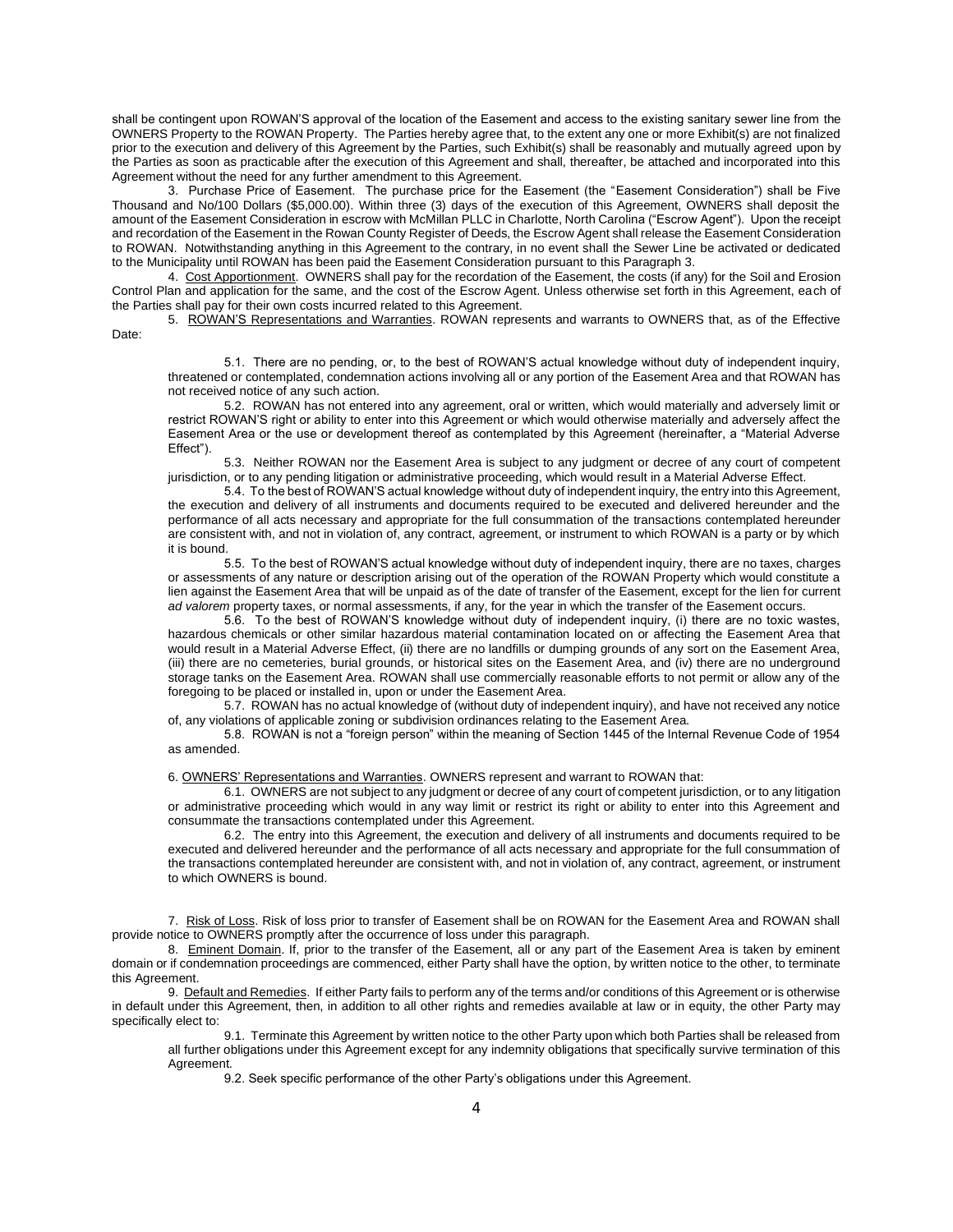shall be contingent upon ROWAN'S approval of the location of the Easement and access to the existing sanitary sewer line from the OWNERS Property to the ROWAN Property. The Parties hereby agree that, to the extent any one or more Exhibit(s) are not finalized prior to the execution and delivery of this Agreement by the Parties, such Exhibit(s) shall be reasonably and mutually agreed upon by the Parties as soon as practicable after the execution of this Agreement and shall, thereafter, be attached and incorporated into this Agreement without the need for any further amendment to this Agreement.

3. Purchase Price of Easement. The purchase price for the Easement (the "Easement Consideration") shall be Five Thousand and No/100 Dollars ($5,000.00). Within three (3) days of the execution of this Agreement, OWNERS shall deposit the amount of the Easement Consideration in escrow with McMillan PLLC in Charlotte, North Carolina ("Escrow Agent"). Upon the receipt and recordation of the Easement in the Rowan County Register of Deeds, the Escrow Agent shall release the Easement Consideration to ROWAN. Notwithstanding anything in this Agreement to the contrary, in no event shall the Sewer Line be activated or dedicated to the Municipality until ROWAN has been paid the Easement Consideration pursuant to this Paragraph 3.

4. <u>Cost Apportionment</u>. OWNERS shall pay for the recordation of the Easement, the costs (if any) for the Soil and Erosion Control Plan and application for the same, and the cost of the Escrow Agent. Unless otherwise set forth in this Agreement, each of the Parties shall pay for their own costs incurred related to this Agreement.

5. <u>ROWAN'S Representations and Warranties</u>. ROWAN represents and warrants to OWNERS that, as of the Effective Date:

5.1. There are no pending, or, to the best of ROWAN'S actual knowledge without duty of independent inquiry, threatened or contemplated, condemnation actions involving all or any portion of the Easement Area and that ROWAN has not received notice of any such action.

5.2. ROWAN has not entered into any agreement, oral or written, which would materially and adversely limit or restrict ROWAN'S right or ability to enter into this Agreement or which would otherwise materially and adversely affect the Easement Area or the use or development thereof as contemplated by this Agreement (hereinafter, a "Material Adverse Effect").

5.3. Neither ROWAN nor the Easement Area is subject to any judgment or decree of any court of competent jurisdiction, or to any pending litigation or administrative proceeding, which would result in a Material Adverse Effect.

5.4. To the best of ROWAN'S actual knowledge without duty of independent inquiry, the entry into this Agreement, the execution and delivery of all instruments and documents required to be executed and delivered hereunder and the performance of all acts necessary and appropriate for the full consummation of the transactions contemplated hereunder are consistent with, and not in violation of, any contract, agreement, or instrument to which ROWAN is a party or by which it is bound.

5.5. To the best of ROWAN'S actual knowledge without duty of independent inquiry, there are no taxes, charges or assessments of any nature or description arising out of the operation of the ROWAN Property which would constitute a lien against the Easement Area that will be unpaid as of the date of transfer of the Easement, except for the lien for current *ad valorem* property taxes, or normal assessments, if any, for the year in which the transfer of the Easement occurs.

5.6. To the best of ROWAN'S knowledge without duty of independent inquiry, (i) there are no toxic wastes, hazardous chemicals or other similar hazardous material contamination located on or affecting the Easement Area that would result in a Material Adverse Effect, (ii) there are no landfills or dumping grounds of any sort on the Easement Area, (iii) there are no cemeteries, burial grounds, or historical sites on the Easement Area, and (iv) there are no underground storage tanks on the Easement Area. ROWAN shall use commercially reasonable efforts to not permit or allow any of the foregoing to be placed or installed in, upon or under the Easement Area.

5.7. ROWAN has no actual knowledge of (without duty of independent inquiry), and have not received any notice of, any violations of applicable zoning or subdivision ordinances relating to the Easement Area.

5.8. ROWAN is not a "foreign person" within the meaning of Section 1445 of the Internal Revenue Code of 1954 as amended.

6. <u>OWNERS' Representations and Warranties</u>. OWNERS represent and warrant to ROWAN that:

6.1. OWNERS are not subject to any judgment or decree of any court of competent jurisdiction, or to any litigation or administrative proceeding which would in any way limit or restrict its right or ability to enter into this Agreement and consummate the transactions contemplated under this Agreement.

6.2. The entry into this Agreement, the execution and delivery of all instruments and documents required to be executed and delivered hereunder and the performance of all acts necessary and appropriate for the full consummation of the transactions contemplated hereunder are consistent with, and not in violation of, any contract, agreement, or instrument to which OWNERS is bound.

7. <u>Risk of Loss</u>. Risk of loss prior to transfer of Easement shall be on ROWAN for the Easement Area and ROWAN shall provide notice to OWNERS promptly after the occurrence of loss under this paragraph.

8. <u>Eminent Domain</u>. If, prior to the transfer of the Easement, all or any part of the Easement Area is taken by eminent domain or if condemnation proceedings are commenced, either Party shall have the option, by written notice to the other, to terminate this Agreement.

9. <u>Default and Remedies</u>. If either Party fails to perform any of the terms and/or conditions of this Agreement or is otherwise in default under this Agreement, then, in addition to all other rights and remedies available at law or in equity, the other Party may specifically elect to:

9.1. Terminate this Agreement by written notice to the other Party upon which both Parties shall be released from all further obligations under this Agreement except for any indemnity obligations that specifically survive termination of this Agreement.

9.2. Seek specific performance of the other Party's obligations under this Agreement.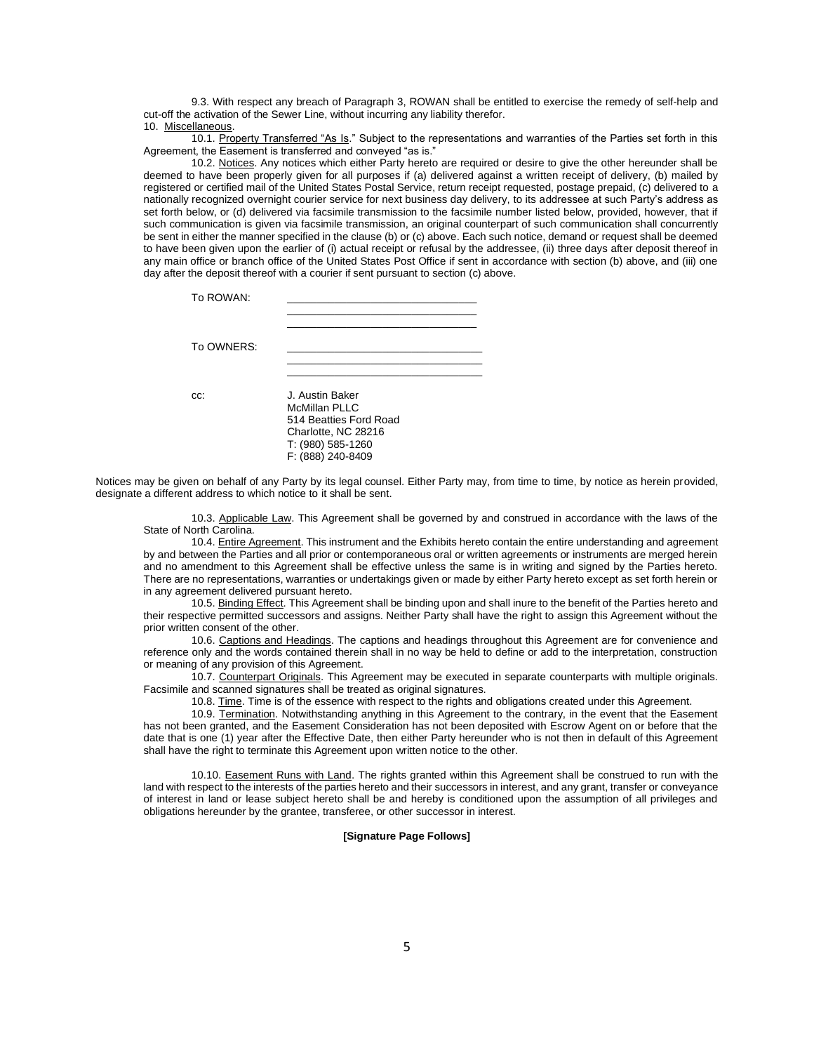9.3. With respect any breach of Paragraph 3, ROWAN shall be entitled to exercise the remedy of self-help and cut-off the activation of the Sewer Line, without incurring any liability therefor.

10. Miscellaneous.

10.1. Property Transferred "As Is." Subject to the representations and warranties of the Parties set forth in this Agreement, the Easement is transferred and conveyed "as is."

10.2. Notices. Any notices which either Party hereto are required or desire to give the other hereunder shall be deemed to have been properly given for all purposes if (a) delivered against a written receipt of delivery, (b) mailed by registered or certified mail of the United States Postal Service, return receipt requested, postage prepaid, (c) delivered to a nationally recognized overnight courier service for next business day delivery, to its addressee at such Party's address as set forth below, or (d) delivered via facsimile transmission to the facsimile number listed below, provided, however, that if such communication is given via facsimile transmission, an original counterpart of such communication shall concurrently be sent in either the manner specified in the clause (b) or (c) above. Each such notice, demand or request shall be deemed to have been given upon the earlier of (i) actual receipt or refusal by the addressee, (ii) three days after deposit thereof in any main office or branch office of the United States Post Office if sent in accordance with section (b) above, and (iii) one day after the deposit thereof with a courier if sent pursuant to section (c) above.

To ROWAN: \_\_\_\_\_\_\_\_\_\_\_\_\_\_\_\_\_\_\_\_\_\_\_\_\_\_\_\_\_\_
\_\_\_\_\_\_\_\_\_\_\_\_\_\_\_\_\_\_\_\_\_\_\_\_\_\_\_\_\_\_
\_\_\_\_\_\_\_\_\_\_\_\_\_\_\_\_\_\_\_\_\_\_\_\_\_\_\_\_\_\_

To OWNERS: \_\_\_\_\_\_\_\_\_\_\_\_\_\_\_\_\_\_\_\_\_\_\_\_\_\_\_\_\_\_
\_\_\_\_\_\_\_\_\_\_\_\_\_\_\_\_\_\_\_\_\_\_\_\_\_\_\_\_\_\_
\_\_\_\_\_\_\_\_\_\_\_\_\_\_\_\_\_\_\_\_\_\_\_\_\_\_\_\_\_\_

cc: J. Austin Baker
McMillan PLLC
514 Beatties Ford Road
Charlotte, NC 28216
T: (980) 585-1260
F: (888) 240-8409

Notices may be given on behalf of any Party by its legal counsel. Either Party may, from time to time, by notice as herein provided, designate a different address to which notice to it shall be sent.

10.3. Applicable Law. This Agreement shall be governed by and construed in accordance with the laws of the State of North Carolina.

10.4. Entire Agreement. This instrument and the Exhibits hereto contain the entire understanding and agreement by and between the Parties and all prior or contemporaneous oral or written agreements or instruments are merged herein and no amendment to this Agreement shall be effective unless the same is in writing and signed by the Parties hereto. There are no representations, warranties or undertakings given or made by either Party hereto except as set forth herein or in any agreement delivered pursuant hereto.

10.5. Binding Effect. This Agreement shall be binding upon and shall inure to the benefit of the Parties hereto and their respective permitted successors and assigns. Neither Party shall have the right to assign this Agreement without the prior written consent of the other.

10.6. Captions and Headings. The captions and headings throughout this Agreement are for convenience and reference only and the words contained therein shall in no way be held to define or add to the interpretation, construction or meaning of any provision of this Agreement.

10.7. Counterpart Originals. This Agreement may be executed in separate counterparts with multiple originals. Facsimile and scanned signatures shall be treated as original signatures.

10.8. Time. Time is of the essence with respect to the rights and obligations created under this Agreement.

10.9. Termination. Notwithstanding anything in this Agreement to the contrary, in the event that the Easement has not been granted, and the Easement Consideration has not been deposited with Escrow Agent on or before that the date that is one (1) year after the Effective Date, then either Party hereunder who is not then in default of this Agreement shall have the right to terminate this Agreement upon written notice to the other.

10.10. Easement Runs with Land. The rights granted within this Agreement shall be construed to run with the land with respect to the interests of the parties hereto and their successors in interest, and any grant, transfer or conveyance of interest in land or lease subject hereto shall be and hereby is conditioned upon the assumption of all privileges and obligations hereunder by the grantee, transferee, or other successor in interest.

**[Signature Page Follows]**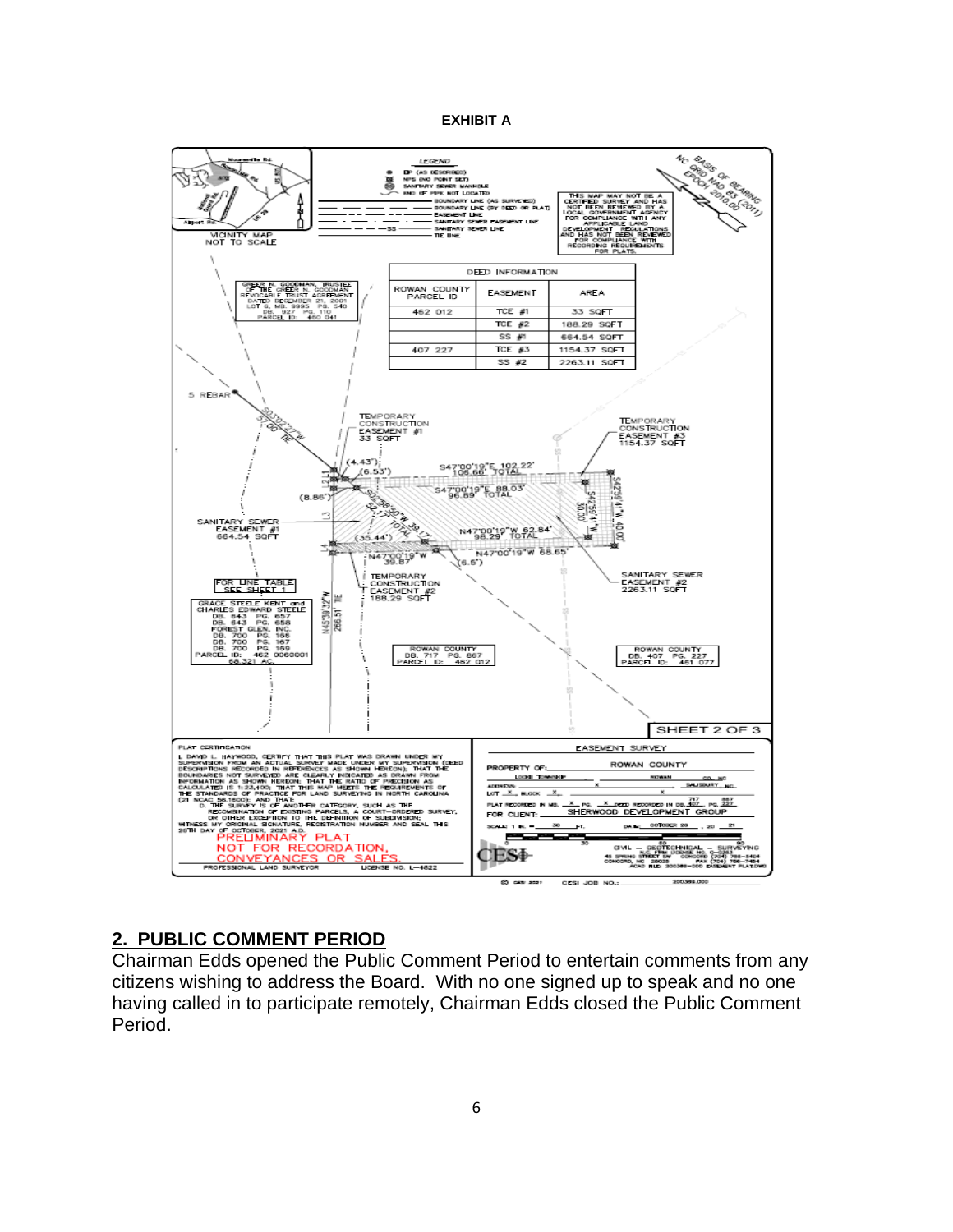**EXHIBIT A**

LEGEND

- EIP (AS DESCRIBED)
- NPS (NO POINT SET)
- SANITARY SEWER MANHOLE
- END OF PIPE NOT LOCATED
- BOUNDARY LINE (AS SURVEYED)
- BOUNDARY LINE (BY DEED OR PLAT)
- EASEMENT LINE
- SANITARY SEWER EASEMENT LINE
- SANITARY SEWER LINE
- TIE LINE

VICINITY MAP
NOT TO SCALE

THIS MAP MAY NOT BE A CERTIFIED SURVEY AND HAS NOT BEEN REVIEWED BY A LOCAL GOVERNMENT AGENCY FOR COMPLIANCE WITH ANY APPLICABLE LAND DEVELOPMENT REGULATIONS AND HAS NOT BEEN REVIEWED FOR COMPLIANCE WITH RECORDING REQUIREMENTS FOR PLATS.

NC GRID NAD 83 (2011) EPOCH 2010.00 BASIS OF BEARING

| DEED INFORMATION | | |
|---|---|---|
| ROWAN COUNTY PARCEL ID | EASEMENT | AREA |
| 462 012 | TCE #1 | 33 SQFT |
| | TCE #2 | 188.29 SQFT |
| | SS #1 | 664.54 SQFT |
| 407 227 | TCE #3 | 1154.37 SQFT |
| | SS #2 | 2263.11 SQFT |

GREER N. GOODMAN, TRUSTEE OF THE GREER N. GOODMAN REVOCABLE TRUST AGREEMENT DATED DECEMBER 21, 2001 LOT 6, MB. 9995 PG. 540 DB. 927 PG. 110 PARCEL ID: 460 041

5 REBAR

S33°02'27"W 57.00' TIE

TEMPORARY CONSTRUCTION EASEMENT #1 33 SQFT

TEMPORARY CONSTRUCTION EASEMENT #3 1154.37 SQFT

(4.43') (6.53') S47°00'19"E 102.22' 108.66' TOTAL

S47°00'19"E 88.03' 96.89' TOTAL

(8.86')

S42°59'41"W 30.00' S42°59'41"W 40.00'

S42°58'50"W 39.17' TOTAL

N47°00'19"W 62.84' 98.29' TOTAL

SANITARY SEWER EASEMENT #1 664.54 SQFT

(35.44')

N47°00'19"W 39.87'

N47°00'19"W 68.65' (6.5')

SANITARY SEWER EASEMENT #2 2263.11 SQFT

TEMPORARY CONSTRUCTION EASEMENT #2 188.29 SQFT

FOR LINE TABLE SEE SHEET 1

N45°39'32"W 266.51' TIE

GRACE STEELE KENT and CHARLES EDWARD STEELE DB. 643 PG. 657 DB. 643 PG. 658 FOREST GLEN, INC. DB. 700 PG. 165 DB. 700 PG. 167 DB. 700 PG. 169 PARCEL ID: 462 0060001 58.321 AC.

ROWAN COUNTY DB. 717 PG. 867 PARCEL ID: 462 012

ROWAN COUNTY DB. 407 PG. 227 PARCEL ID: 461 077

SHEET 2 OF 3

PLAT CERTIFICATION

I, DAVID L. HAYWOOD, CERTIFY THAT THIS PLAT WAS DRAWN UNDER MY SUPERVISION FROM AN ACTUAL SURVEY MADE UNDER MY SUPERVISION (DEED DESCRIPTIONS RECORDED IN REFERENCES AS SHOWN HEREON); THAT THE BOUNDARIES NOT SURVEYED ARE CLEARLY INDICATED AS DRAWN FROM INFORMATION AS SHOWN HEREON; THAT THE RATIO OF PRECISION AS CALCULATED IS 1:23,400; THAT THIS MAP MEETS THE REQUIREMENTS OF THE STANDARDS OF PRACTICE FOR LAND SURVEYING IN NORTH CAROLINA (21 NCAC 56.1600); AND THAT:
D. THE SURVEY IS OF ANOTHER CATEGORY, SUCH AS THE RECOMBINATION OF EXISTING PARCELS, A COURT-ORDERED SURVEY, OR OTHER EXCEPTION TO THE DEFINITION OF SUBDIVISION;
WITNESS MY ORIGINAL SIGNATURE, REGISTRATION NUMBER AND SEAL THIS 26TH DAY OF OCTOBER, 2021 A.D.

PRELIMINARY PLAT NOT FOR RECORDATION, CONVEYANCES OR SALES.

PROFESSIONAL LAND SURVEYOR LICENSE NO. L-4822

EASEMENT SURVEY

PROPERTY OF: ROWAN COUNTY
LOCKE TOWNSHIP ROWAN CO., NC
ADDRESS: X SALISBURY NC
LOT X BLOCK X
PLAT RECORDED IN MB. X PG. X DEED RECORDED IN DB. 717 PG. 867 / 407 PG. 227
FOR CLIENT: SHERWOOD DEVELOPMENT GROUP
SCALE: 1 IN. = 30 FT. DATE: OCTOBER 26, 2021

CESI CIVIL – GEOTECHNICAL – SURVEYING
45 SPRING STREET SW CONCORD, NC 28025

CESI JOB NO.: 200369.000

## 2. PUBLIC COMMENT PERIOD

Chairman Edds opened the Public Comment Period to entertain comments from any citizens wishing to address the Board. With no one signed up to speak and no one having called in to participate remotely, Chairman Edds closed the Public Comment Period.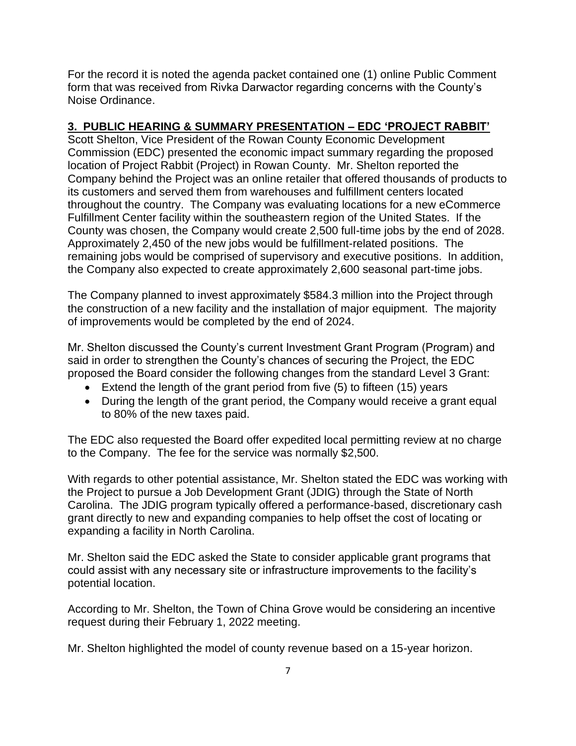For the record it is noted the agenda packet contained one (1) online Public Comment form that was received from Rivka Darwactor regarding concerns with the County's Noise Ordinance.

## 3. PUBLIC HEARING & SUMMARY PRESENTATION – EDC 'PROJECT RABBIT'

Scott Shelton, Vice President of the Rowan County Economic Development Commission (EDC) presented the economic impact summary regarding the proposed location of Project Rabbit (Project) in Rowan County. Mr. Shelton reported the Company behind the Project was an online retailer that offered thousands of products to its customers and served them from warehouses and fulfillment centers located throughout the country. The Company was evaluating locations for a new eCommerce Fulfillment Center facility within the southeastern region of the United States. If the County was chosen, the Company would create 2,500 full-time jobs by the end of 2028. Approximately 2,450 of the new jobs would be fulfillment-related positions. The remaining jobs would be comprised of supervisory and executive positions. In addition, the Company also expected to create approximately 2,600 seasonal part-time jobs.

The Company planned to invest approximately $584.3 million into the Project through the construction of a new facility and the installation of major equipment. The majority of improvements would be completed by the end of 2024.

Mr. Shelton discussed the County's current Investment Grant Program (Program) and said in order to strengthen the County's chances of securing the Project, the EDC proposed the Board consider the following changes from the standard Level 3 Grant:

- Extend the length of the grant period from five (5) to fifteen (15) years
- During the length of the grant period, the Company would receive a grant equal to 80% of the new taxes paid.

The EDC also requested the Board offer expedited local permitting review at no charge to the Company. The fee for the service was normally $2,500.

With regards to other potential assistance, Mr. Shelton stated the EDC was working with the Project to pursue a Job Development Grant (JDIG) through the State of North Carolina. The JDIG program typically offered a performance-based, discretionary cash grant directly to new and expanding companies to help offset the cost of locating or expanding a facility in North Carolina.

Mr. Shelton said the EDC asked the State to consider applicable grant programs that could assist with any necessary site or infrastructure improvements to the facility's potential location.

According to Mr. Shelton, the Town of China Grove would be considering an incentive request during their February 1, 2022 meeting.

Mr. Shelton highlighted the model of county revenue based on a 15-year horizon.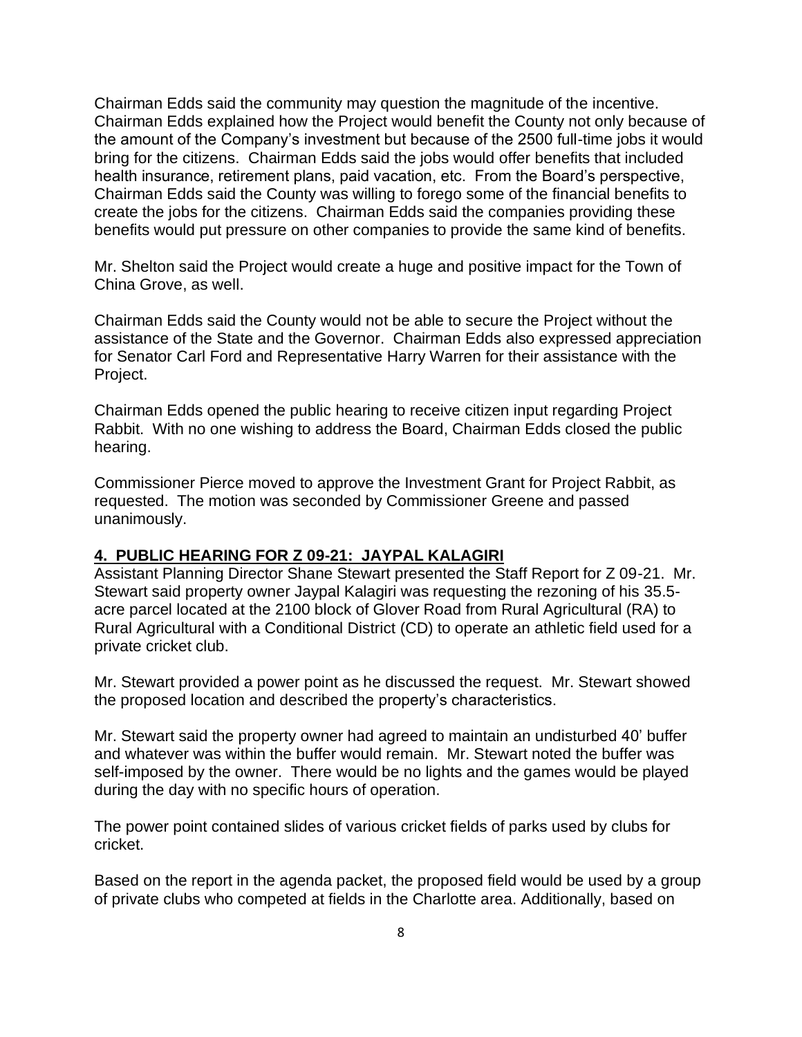Chairman Edds said the community may question the magnitude of the incentive. Chairman Edds explained how the Project would benefit the County not only because of the amount of the Company's investment but because of the 2500 full-time jobs it would bring for the citizens. Chairman Edds said the jobs would offer benefits that included health insurance, retirement plans, paid vacation, etc. From the Board's perspective, Chairman Edds said the County was willing to forego some of the financial benefits to create the jobs for the citizens. Chairman Edds said the companies providing these benefits would put pressure on other companies to provide the same kind of benefits.

Mr. Shelton said the Project would create a huge and positive impact for the Town of China Grove, as well.

Chairman Edds said the County would not be able to secure the Project without the assistance of the State and the Governor. Chairman Edds also expressed appreciation for Senator Carl Ford and Representative Harry Warren for their assistance with the Project.

Chairman Edds opened the public hearing to receive citizen input regarding Project Rabbit. With no one wishing to address the Board, Chairman Edds closed the public hearing.

Commissioner Pierce moved to approve the Investment Grant for Project Rabbit, as requested. The motion was seconded by Commissioner Greene and passed unanimously.

## 4. PUBLIC HEARING FOR Z 09-21: JAYPAL KALAGIRI

Assistant Planning Director Shane Stewart presented the Staff Report for Z 09-21. Mr. Stewart said property owner Jaypal Kalagiri was requesting the rezoning of his 35.5-acre parcel located at the 2100 block of Glover Road from Rural Agricultural (RA) to Rural Agricultural with a Conditional District (CD) to operate an athletic field used for a private cricket club.

Mr. Stewart provided a power point as he discussed the request. Mr. Stewart showed the proposed location and described the property's characteristics.

Mr. Stewart said the property owner had agreed to maintain an undisturbed 40' buffer and whatever was within the buffer would remain. Mr. Stewart noted the buffer was self-imposed by the owner. There would be no lights and the games would be played during the day with no specific hours of operation.

The power point contained slides of various cricket fields of parks used by clubs for cricket.

Based on the report in the agenda packet, the proposed field would be used by a group of private clubs who competed at fields in the Charlotte area. Additionally, based on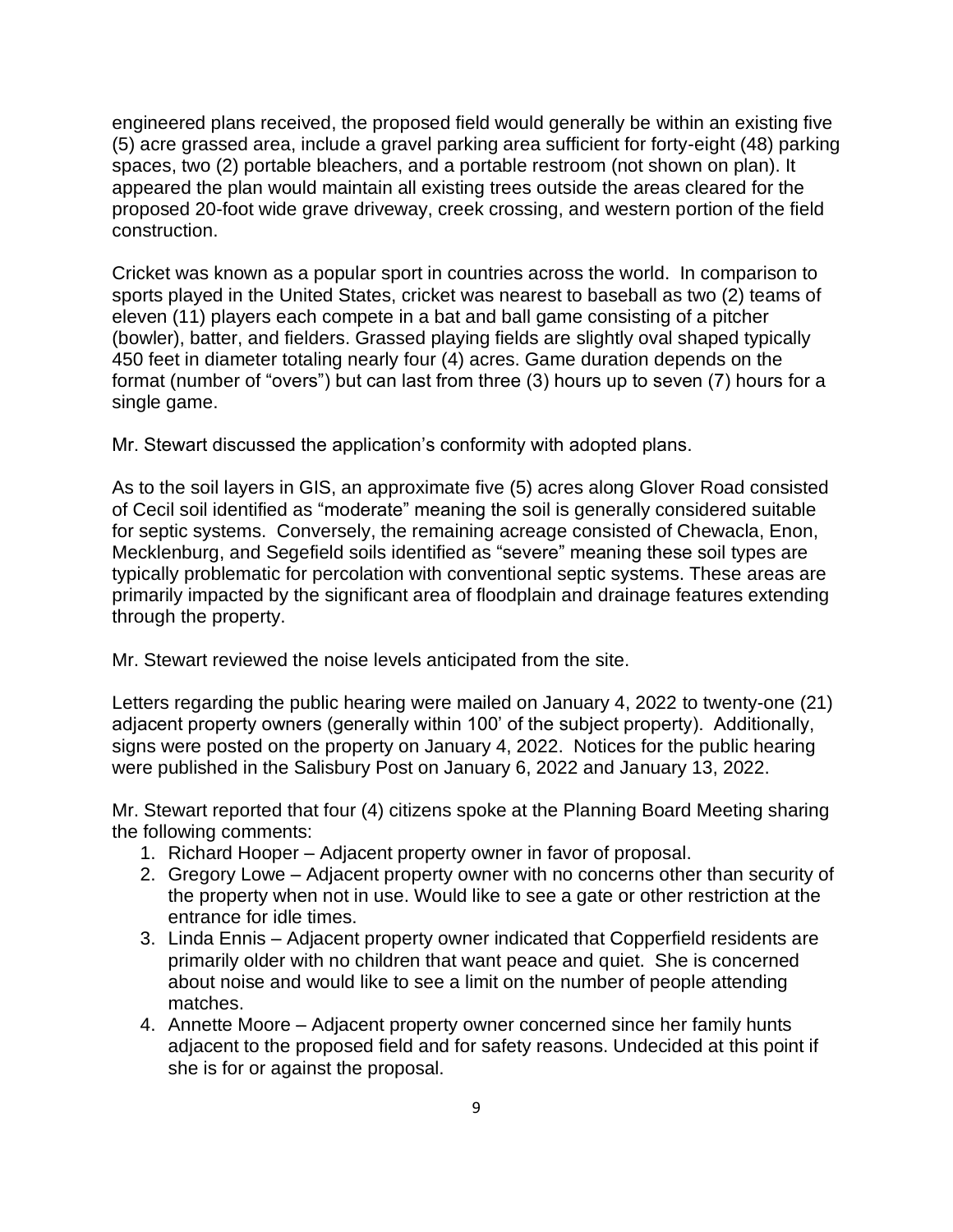engineered plans received, the proposed field would generally be within an existing five (5) acre grassed area, include a gravel parking area sufficient for forty-eight (48) parking spaces, two (2) portable bleachers, and a portable restroom (not shown on plan). It appeared the plan would maintain all existing trees outside the areas cleared for the proposed 20-foot wide grave driveway, creek crossing, and western portion of the field construction.

Cricket was known as a popular sport in countries across the world. In comparison to sports played in the United States, cricket was nearest to baseball as two (2) teams of eleven (11) players each compete in a bat and ball game consisting of a pitcher (bowler), batter, and fielders. Grassed playing fields are slightly oval shaped typically 450 feet in diameter totaling nearly four (4) acres. Game duration depends on the format (number of "overs") but can last from three (3) hours up to seven (7) hours for a single game.

Mr. Stewart discussed the application's conformity with adopted plans.

As to the soil layers in GIS, an approximate five (5) acres along Glover Road consisted of Cecil soil identified as "moderate" meaning the soil is generally considered suitable for septic systems. Conversely, the remaining acreage consisted of Chewacla, Enon, Mecklenburg, and Segefield soils identified as "severe" meaning these soil types are typically problematic for percolation with conventional septic systems. These areas are primarily impacted by the significant area of floodplain and drainage features extending through the property.

Mr. Stewart reviewed the noise levels anticipated from the site.

Letters regarding the public hearing were mailed on January 4, 2022 to twenty-one (21) adjacent property owners (generally within 100' of the subject property). Additionally, signs were posted on the property on January 4, 2022. Notices for the public hearing were published in the Salisbury Post on January 6, 2022 and January 13, 2022.

Mr. Stewart reported that four (4) citizens spoke at the Planning Board Meeting sharing the following comments:

1. Richard Hooper – Adjacent property owner in favor of proposal.
2. Gregory Lowe – Adjacent property owner with no concerns other than security of the property when not in use. Would like to see a gate or other restriction at the entrance for idle times.
3. Linda Ennis – Adjacent property owner indicated that Copperfield residents are primarily older with no children that want peace and quiet. She is concerned about noise and would like to see a limit on the number of people attending matches.
4. Annette Moore – Adjacent property owner concerned since her family hunts adjacent to the proposed field and for safety reasons. Undecided at this point if she is for or against the proposal.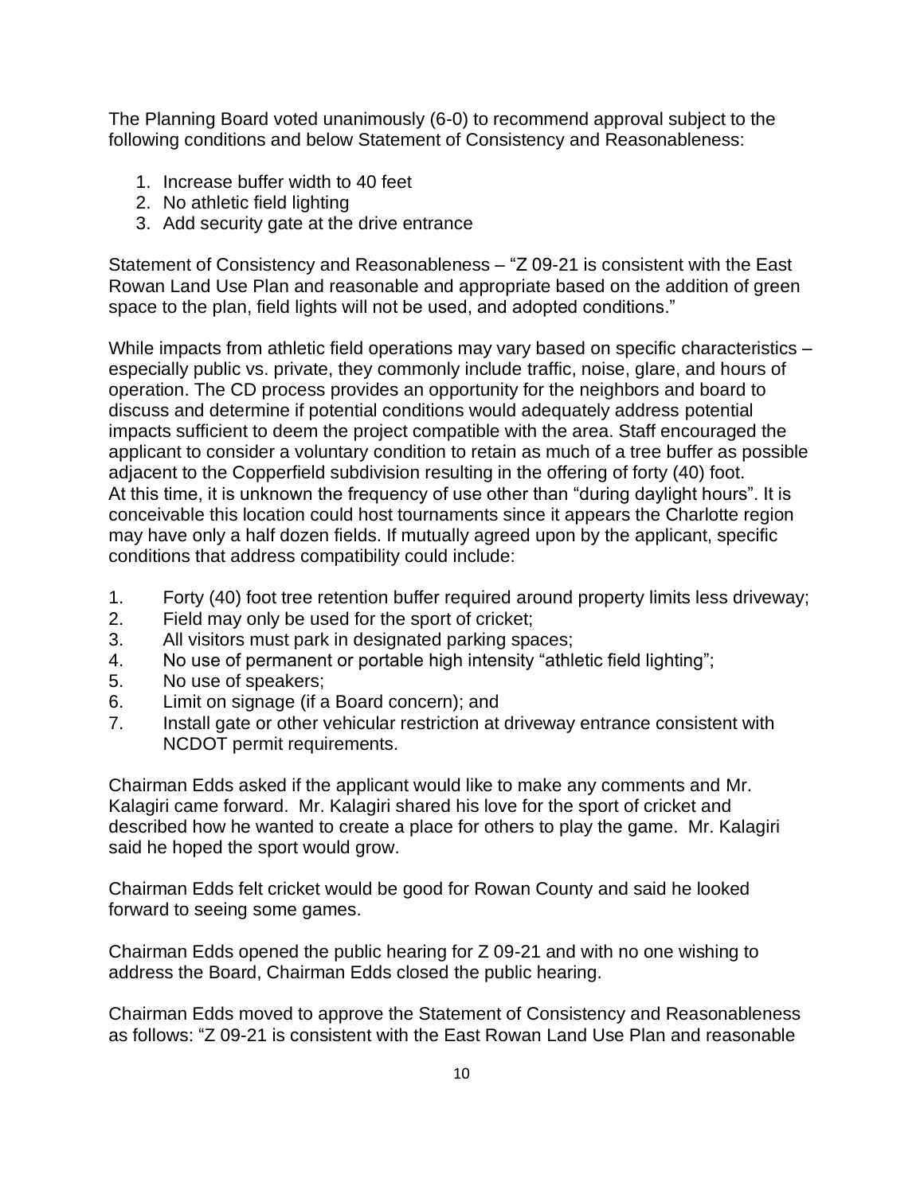The Planning Board voted unanimously (6-0) to recommend approval subject to the following conditions and below Statement of Consistency and Reasonableness:

1. Increase buffer width to 40 feet
2. No athletic field lighting
3. Add security gate at the drive entrance

Statement of Consistency and Reasonableness – "Z 09-21 is consistent with the East Rowan Land Use Plan and reasonable and appropriate based on the addition of green space to the plan, field lights will not be used, and adopted conditions."

While impacts from athletic field operations may vary based on specific characteristics – especially public vs. private, they commonly include traffic, noise, glare, and hours of operation. The CD process provides an opportunity for the neighbors and board to discuss and determine if potential conditions would adequately address potential impacts sufficient to deem the project compatible with the area. Staff encouraged the applicant to consider a voluntary condition to retain as much of a tree buffer as possible adjacent to the Copperfield subdivision resulting in the offering of forty (40) foot. At this time, it is unknown the frequency of use other than "during daylight hours". It is conceivable this location could host tournaments since it appears the Charlotte region may have only a half dozen fields. If mutually agreed upon by the applicant, specific conditions that address compatibility could include:

1. Forty (40) foot tree retention buffer required around property limits less driveway;
2. Field may only be used for the sport of cricket;
3. All visitors must park in designated parking spaces;
4. No use of permanent or portable high intensity "athletic field lighting";
5. No use of speakers;
6. Limit on signage (if a Board concern); and
7. Install gate or other vehicular restriction at driveway entrance consistent with NCDOT permit requirements.

Chairman Edds asked if the applicant would like to make any comments and Mr. Kalagiri came forward. Mr. Kalagiri shared his love for the sport of cricket and described how he wanted to create a place for others to play the game. Mr. Kalagiri said he hoped the sport would grow.

Chairman Edds felt cricket would be good for Rowan County and said he looked forward to seeing some games.

Chairman Edds opened the public hearing for Z 09-21 and with no one wishing to address the Board, Chairman Edds closed the public hearing.

Chairman Edds moved to approve the Statement of Consistency and Reasonableness as follows: "Z 09-21 is consistent with the East Rowan Land Use Plan and reasonable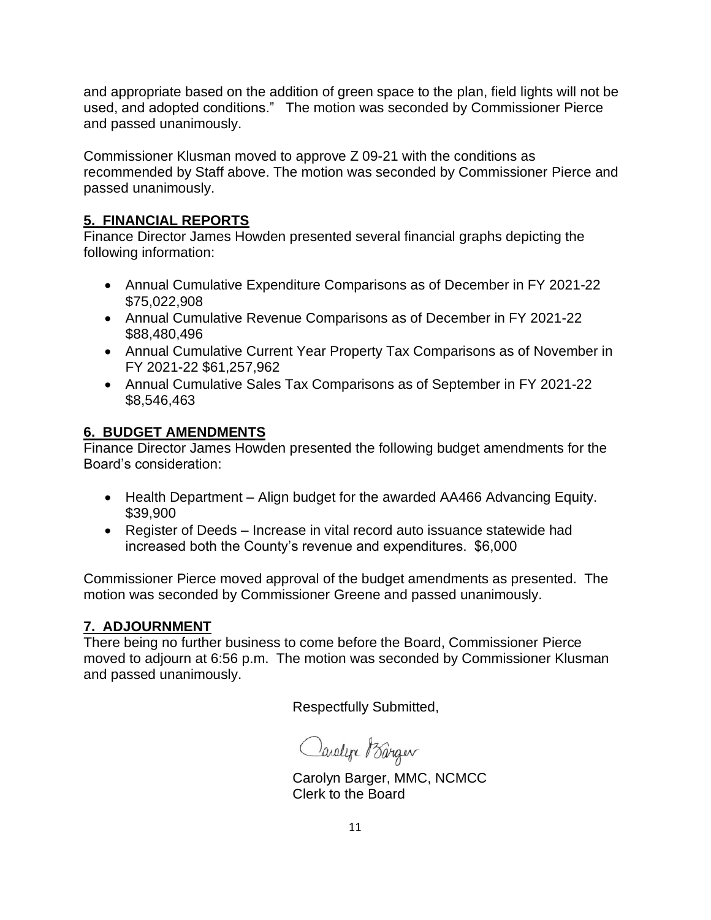and appropriate based on the addition of green space to the plan, field lights will not be used, and adopted conditions." The motion was seconded by Commissioner Pierce and passed unanimously.

Commissioner Klusman moved to approve Z 09-21 with the conditions as recommended by Staff above. The motion was seconded by Commissioner Pierce and passed unanimously.

## 5. FINANCIAL REPORTS

Finance Director James Howden presented several financial graphs depicting the following information:

- Annual Cumulative Expenditure Comparisons as of December in FY 2021-22 $75,022,908
- Annual Cumulative Revenue Comparisons as of December in FY 2021-22 $88,480,496
- Annual Cumulative Current Year Property Tax Comparisons as of November in FY 2021-22 $61,257,962
- Annual Cumulative Sales Tax Comparisons as of September in FY 2021-22 $8,546,463

## 6. BUDGET AMENDMENTS

Finance Director James Howden presented the following budget amendments for the Board's consideration:

- Health Department – Align budget for the awarded AA466 Advancing Equity. $39,900
- Register of Deeds – Increase in vital record auto issuance statewide had increased both the County's revenue and expenditures. $6,000

Commissioner Pierce moved approval of the budget amendments as presented. The motion was seconded by Commissioner Greene and passed unanimously.

## 7. ADJOURNMENT

There being no further business to come before the Board, Commissioner Pierce moved to adjourn at 6:56 p.m. The motion was seconded by Commissioner Klusman and passed unanimously.

Respectfully Submitted,

Carolyn Barger

Carolyn Barger, MMC, NCMCC
Clerk to the Board